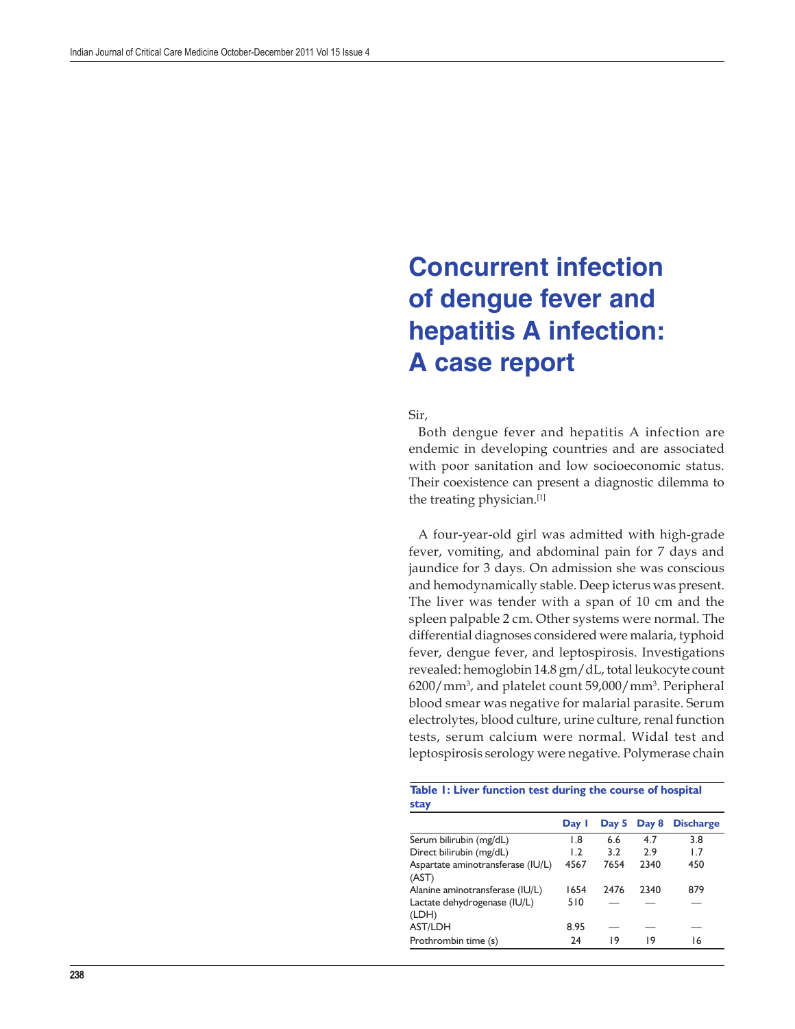# Concurrent infection of dengue fever and hepatitis A infection: A case report

Sir,

Both dengue fever and hepatitis A infection are endemic in developing countries and are associated with poor sanitation and low socioeconomic status. Their coexistence can present a diagnostic dilemma to the treating physician.[1]

A four-year-old girl was admitted with high-grade fever, vomiting, and abdominal pain for 7 days and jaundice for 3 days. On admission she was conscious and hemodynamically stable. Deep icterus was present. The liver was tender with a span of 10 cm and the spleen palpable 2 cm. Other systems were normal. The differential diagnoses considered were malaria, typhoid fever, dengue fever, and leptospirosis. Investigations revealed: hemoglobin 14.8 gm/dL, total leukocyte count 6200/mm$^3$, and platelet count 59,000/mm$^3$. Peripheral blood smear was negative for malarial parasite. Serum electrolytes, blood culture, urine culture, renal function tests, serum calcium were normal. Widal test and leptospirosis serology were negative. Polymerase chain

**Table 1: Liver function test during the course of hospital stay**

| | Day 1 | Day 5 | Day 8 | Discharge |
|---|---|---|---|---|
| Serum bilirubin (mg/dL) | 1.8 | 6.6 | 4.7 | 3.8 |
| Direct bilirubin (mg/dL) | 1.2 | 3.2 | 2.9 | 1.7 |
| Aspartate aminotransferase (IU/L) (AST) | 4567 | 7654 | 2340 | 450 |
| Alanine aminotransferase (IU/L) | 1654 | 2476 | 2340 | 879 |
| Lactate dehydrogenase (IU/L) (LDH) | 510 | — | — | — |
| AST/LDH | 8.95 | — | — | — |
| Prothrombin time (s) | 24 | 19 | 19 | 16 |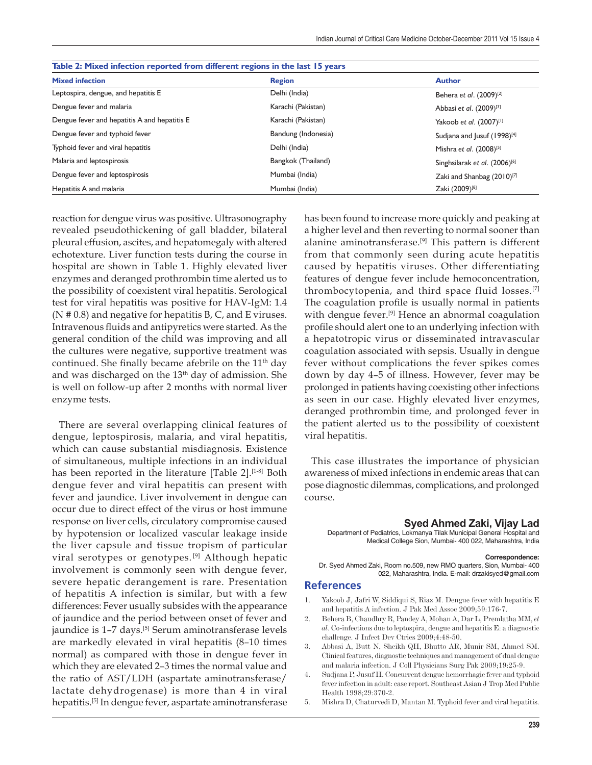**Table 2: Mixed infection reported from different regions in the last 15 years**

| Mixed infection | Region | Author |
|---|---|---|
| Leptospira, dengue, and hepatitis E | Delhi (India) | Behera *et al*. (2009)[2] |
| Dengue fever and malaria | Karachi (Pakistan) | Abbasi *et al*. (2009)[3] |
| Dengue fever and hepatitis A and hepatitis E | Karachi (Pakistan) | Yakoob *et al.* (2007)[1] |
| Dengue fever and typhoid fever | Bandung (Indonesia) | Sudjana and Jusuf (1998)[4] |
| Typhoid fever and viral hepatitis | Delhi (India) | Mishra *et al*. (2008)[5] |
| Malaria and leptospirosis | Bangkok (Thailand) | Singhsilarak *et al*. (2006)[6] |
| Dengue fever and leptospirosis | Mumbai (India) | Zaki and Shanbag (2010)[7] |
| Hepatitis A and malaria | Mumbai (India) | Zaki (2009)[8] |

reaction for dengue virus was positive. Ultrasonography revealed pseudothickening of gall bladder, bilateral pleural effusion, ascites, and hepatomegaly with altered echotexture. Liver function tests during the course in hospital are shown in Table 1. Highly elevated liver enzymes and deranged prothrombin time alerted us to the possibility of coexistent viral hepatitis. Serological test for viral hepatitis was positive for HAV-IgM: 1.4 (N # 0.8) and negative for hepatitis B, C, and E viruses. Intravenous fluids and antipyretics were started. As the general condition of the child was improving and all the cultures were negative, supportive treatment was continued. She finally became afebrile on the 11th day and was discharged on the 13th day of admission. She is well on follow-up after 2 months with normal liver enzyme tests.

There are several overlapping clinical features of dengue, leptospirosis, malaria, and viral hepatitis, which can cause substantial misdiagnosis. Existence of simultaneous, multiple infections in an individual has been reported in the literature [Table 2].[1-8] Both dengue fever and viral hepatitis can present with fever and jaundice. Liver involvement in dengue can occur due to direct effect of the virus or host immune response on liver cells, circulatory compromise caused by hypotension or localized vascular leakage inside the liver capsule and tissue tropism of particular viral serotypes or genotypes.[9] Although hepatic involvement is commonly seen with dengue fever, severe hepatic derangement is rare. Presentation of hepatitis A infection is similar, but with a few differences: Fever usually subsides with the appearance of jaundice and the period between onset of fever and jaundice is 1–7 days.[5] Serum aminotransferase levels are markedly elevated in viral hepatitis (8–10 times normal) as compared with those in dengue fever in which they are elevated 2–3 times the normal value and the ratio of AST/LDH (aspartate aminotransferase/lactate dehydrogenase) is more than 4 in viral hepatitis.[5] In dengue fever, aspartate aminotransferase has been found to increase more quickly and peaking at a higher level and then reverting to normal sooner than alanine aminotransferase.[9] This pattern is different from that commonly seen during acute hepatitis caused by hepatitis viruses. Other differentiating features of dengue fever include hemoconcentration, thrombocytopenia, and third space fluid losses.[7] The coagulation profile is usually normal in patients with dengue fever.[9] Hence an abnormal coagulation profile should alert one to an underlying infection with a hepatotropic virus or disseminated intravascular coagulation associated with sepsis. Usually in dengue fever without complications the fever spikes comes down by day 4–5 of illness. However, fever may be prolonged in patients having coexisting other infections as seen in our case. Highly elevated liver enzymes, deranged prothrombin time, and prolonged fever in the patient alerted us to the possibility of coexistent viral hepatitis.

This case illustrates the importance of physician awareness of mixed infections in endemic areas that can pose diagnostic dilemmas, complications, and prolonged course.

**Syed Ahmed Zaki, Vijay Lad**

Department of Pediatrics, Lokmanya Tilak Municipal General Hospital and Medical College Sion, Mumbai- 400 022, Maharashtra, India

**Correspondence:**
Dr. Syed Ahmed Zaki, Room no.509, new RMO quarters, Sion, Mumbai- 400 022, Maharashtra, India. E-mail: drzakisyed@gmail.com

## References

1. Yakoob J, Jafri W, Siddiqui S, Riaz M. Dengue fever with hepatitis E and hepatitis A infection. J Pak Med Assoc 2009;59:176-7.
2. Behera B, Chaudhry R, Pandey A, Mohan A, Dar L, Premlatha MM, *et al*. Co-infections due to leptospira, dengue and hepatitis E: a diagnostic challenge. J Infect Dev Ctries 2009;4:48-50.
3. Abbasi A, Butt N, Sheikh QH, Bhutto AR, Munir SM, Ahmed SM. Clinical features, diagnostic techniques and management of dual dengue and malaria infection. J Coll Physicians Surg Pak 2009;19:25-9.
4. Sudjana P, Jusuf H. Concurrent dengue hemorrhagic fever and typhoid fever infection in adult: case report. Southeast Asian J Trop Med Public Health 1998;29:370-2.
5. Mishra D, Chaturvedi D, Mantan M. Typhoid fever and viral hepatitis.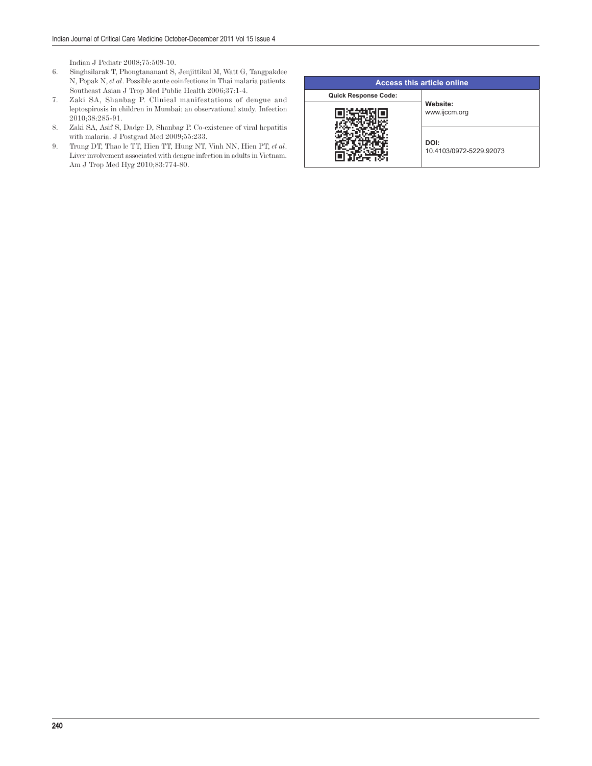Indian J Pediatr 2008;75:509-10.

6. Singhsilarak T, Phongtananant S, Jenjittikul M, Watt G, Tangpakdee N, Popak N, *et al*. Possible acute coinfections in Thai malaria patients. Southeast Asian J Trop Med Public Health 2006;37:1-4.
7. Zaki SA, Shanbag P. Clinical manifestations of dengue and leptospirosis in children in Mumbai: an observational study. Infection 2010;38:285-91.
8. Zaki SA, Asif S, Dadge D, Shanbag P. Co-existence of viral hepatitis with malaria. J Postgrad Med 2009;55:233.
9. Trung DT, Thao le TT, Hien TT, Hung NT, Vinh NN, Hien PT, *et al*. Liver involvement associated with dengue infection in adults in Vietnam. Am J Trop Med Hyg 2010;83:774-80.

| Access this article online | |
|---|---|
| Quick Response Code: | Website: www.ijccm.org |
| | DOI: 10.4103/0972-5229.92073 |